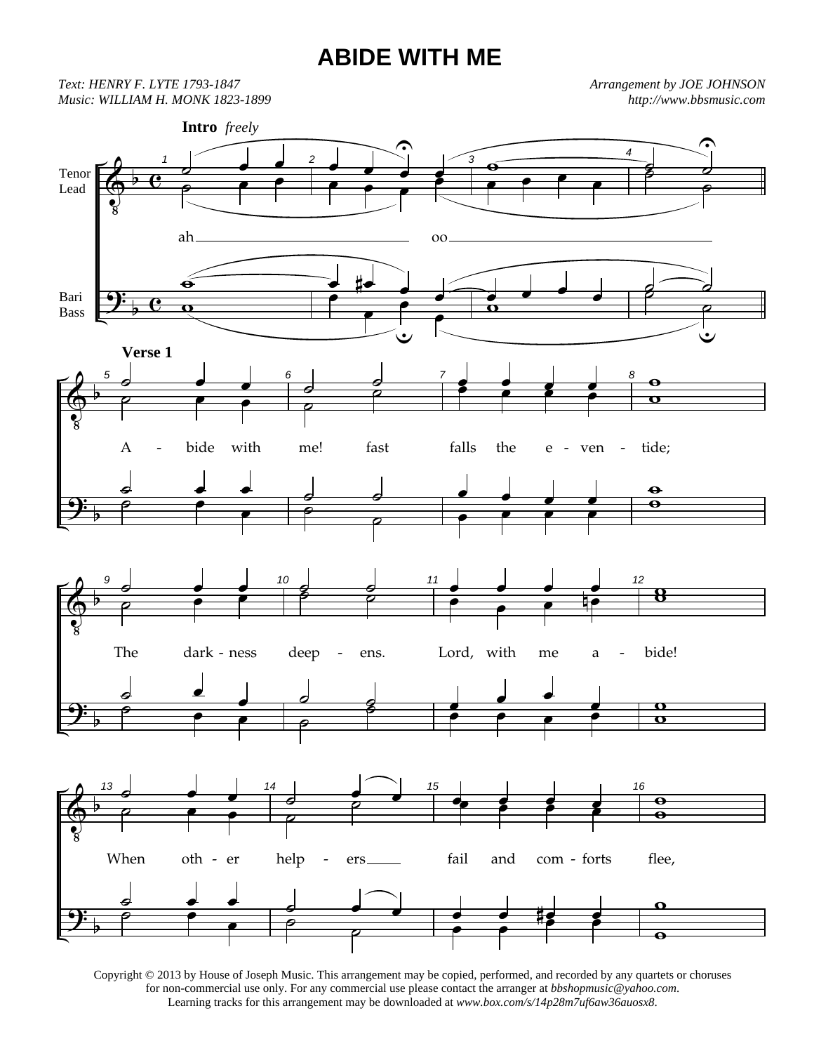# ABIDE WITH ME

*Text: HENRY F. LYTE 1793-1847*
*Music: WILLIAM H. MONK 1823-1899*

*Arrangement by JOE JOHNSON*
*http://www.bbsmusic.com*

**Intro** *freely*

Tenor / Lead

ah ______ oo ______

Bari / Bass

**Verse 1**

A - bide with me! fast falls the e - ven - tide;

The dark - ness deep - ens. Lord, with me a - bide!

When oth - er help - ers ___ fail and com - forts flee,

Copyright © 2013 by House of Joseph Music. This arrangement may be copied, performed, and recorded by any quartets or choruses for non-commercial use only. For any commercial use please contact the arranger at *bbshopmusic@yahoo.com*.
Learning tracks for this arrangement may be downloaded at *www.box.com/s/14p28m7uf6aw36auosx8*.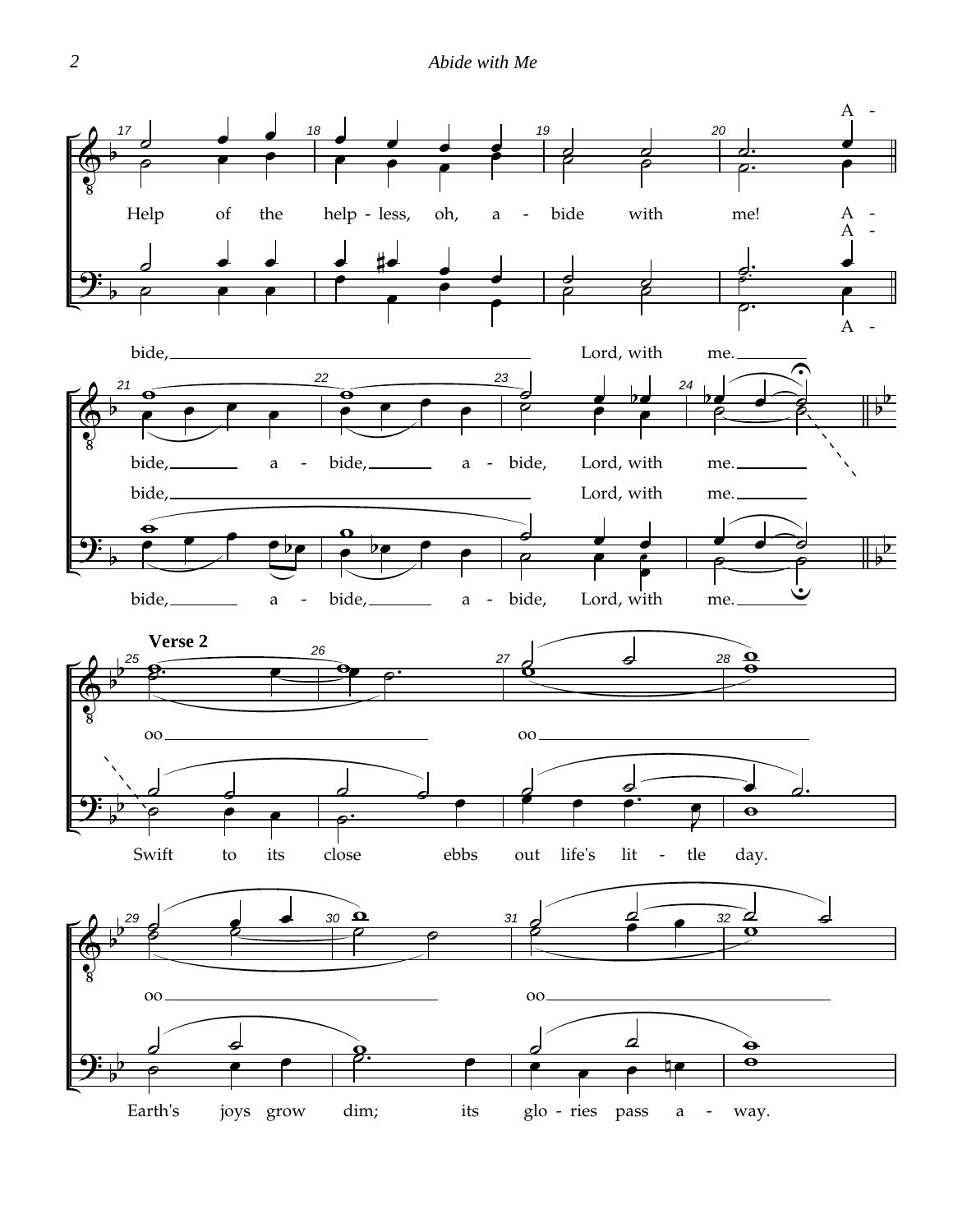Help of the help - less, oh, a - bide with me! A -

A -

A -

bide, Lord, with me.

bide, a - bide, a - bide, Lord, with me.

bide, Lord, with me.

bide, a - bide, a - bide, Lord, with me.

**Verse 2**

oo oo

Swift to its close ebbs out life's lit - tle day.

oo oo

Earth's joys grow dim; its glo - ries pass a - way.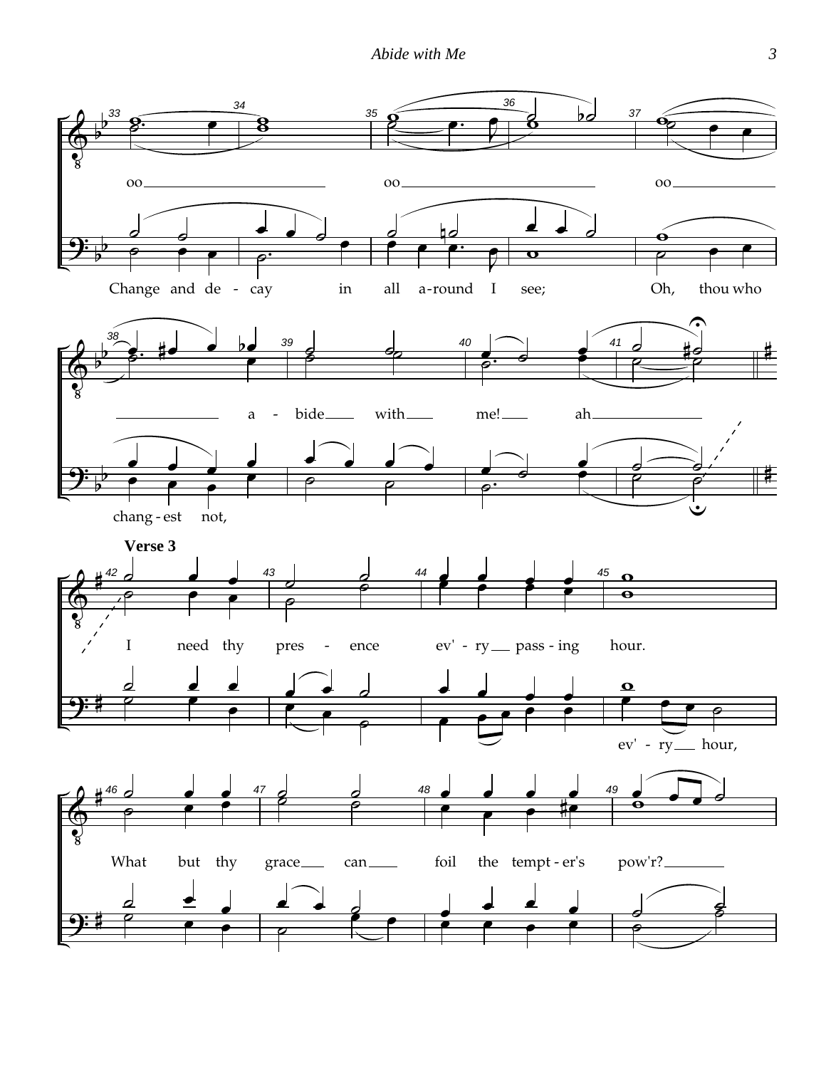**Verse 3**

oo oo oo a - bide with me! ah

Change and de - cay in all a-round I see; Oh, thou who chang - est not,

I need thy pres - ence ev' - ry pass - ing hour.

ev' - ry hour,

What but thy grace can foil the tempt - er's pow'r?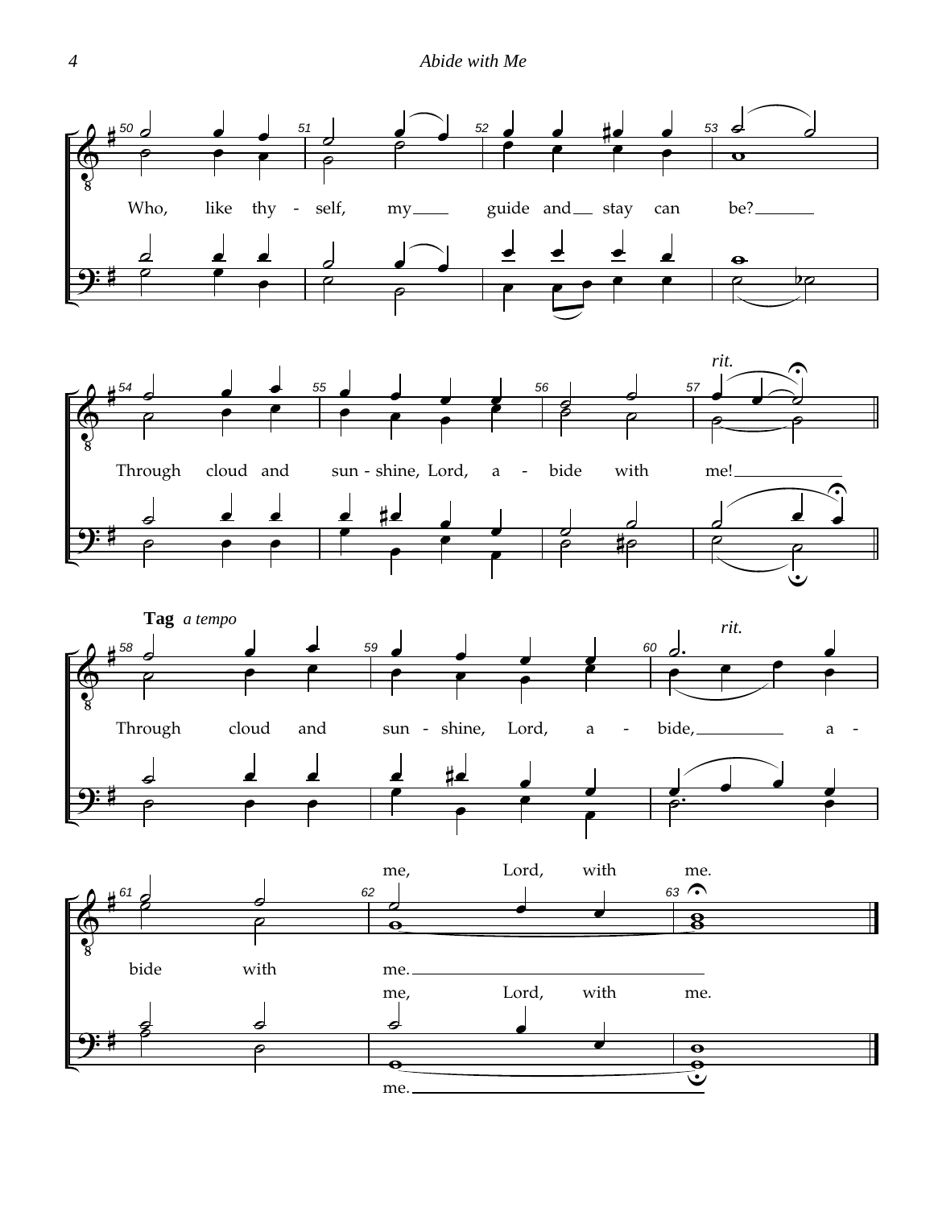Who, like thy - self, my guide and stay can be?

Through cloud and sun - shine, Lord, a - bide with me!

*rit.*

**Tag** *a tempo*

Through cloud and sun - shine, Lord, a - bide, a -

*rit.*

me, Lord, with me.

bide with me.

me, Lord, with me.

me.